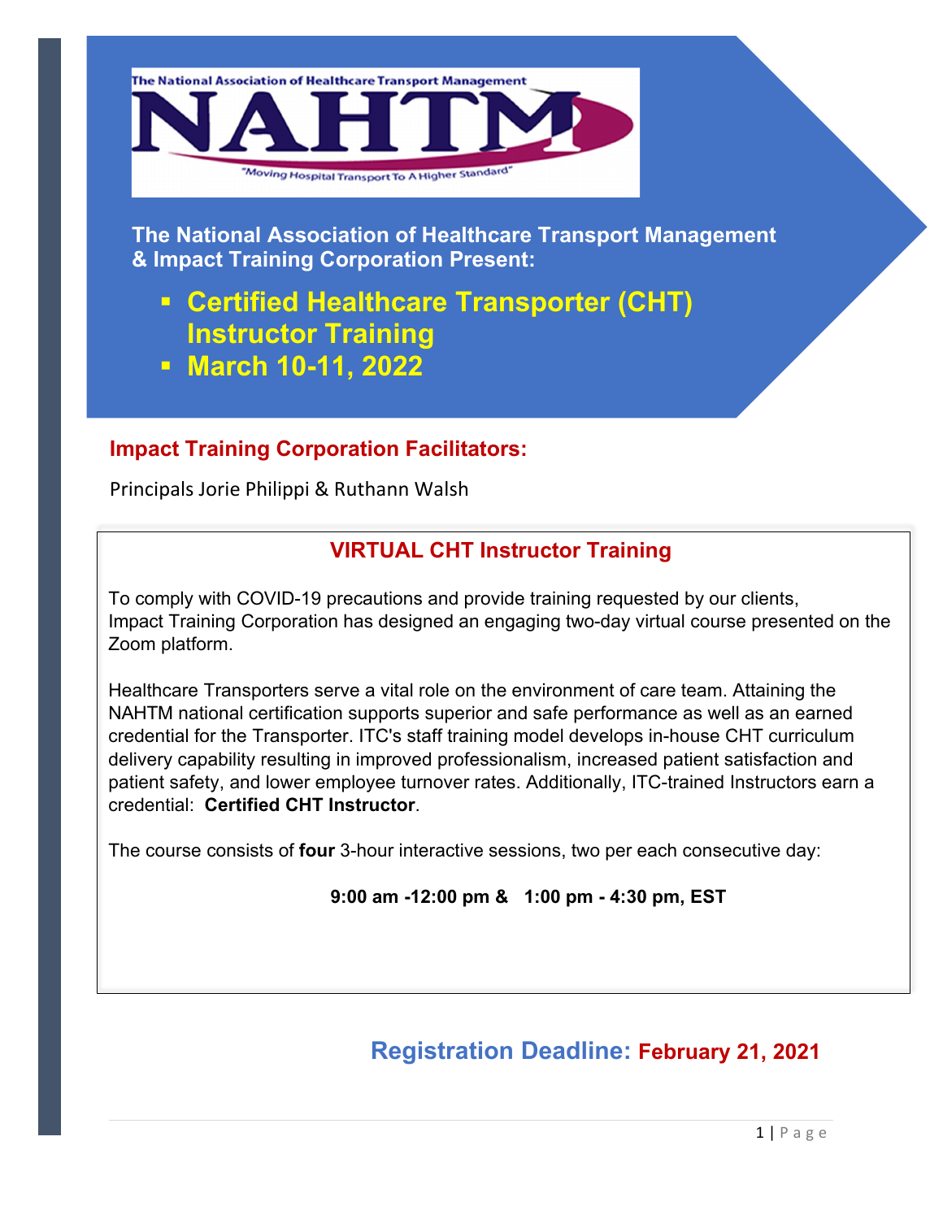The National Association of Healthcare Transport Management

# NAHTM

"Moving Hospital Transport To A Higher Standard"

**The National Association of Healthcare Transport Management & Impact Training Corporation Present:**

- **Certified Healthcare Transporter (CHT) Instructor Training**
- **March 10-11, 2022**

## Impact Training Corporation Facilitators:

Principals Jorie Philippi & Ruthann Walsh

### VIRTUAL CHT Instructor Training

To comply with COVID-19 precautions and provide training requested by our clients, Impact Training Corporation has designed an engaging two-day virtual course presented on the Zoom platform.

Healthcare Transporters serve a vital role on the environment of care team. Attaining the NAHTM national certification supports superior and safe performance as well as an earned credential for the Transporter. ITC's staff training model develops in-house CHT curriculum delivery capability resulting in improved professionalism, increased patient satisfaction and patient safety, and lower employee turnover rates. Additionally, ITC-trained Instructors earn a credential: **Certified CHT Instructor**.

The course consists of **four** 3-hour interactive sessions, two per each consecutive day:

**9:00 am -12:00 pm & 1:00 pm - 4:30 pm, EST**

## Registration Deadline: February 21, 2021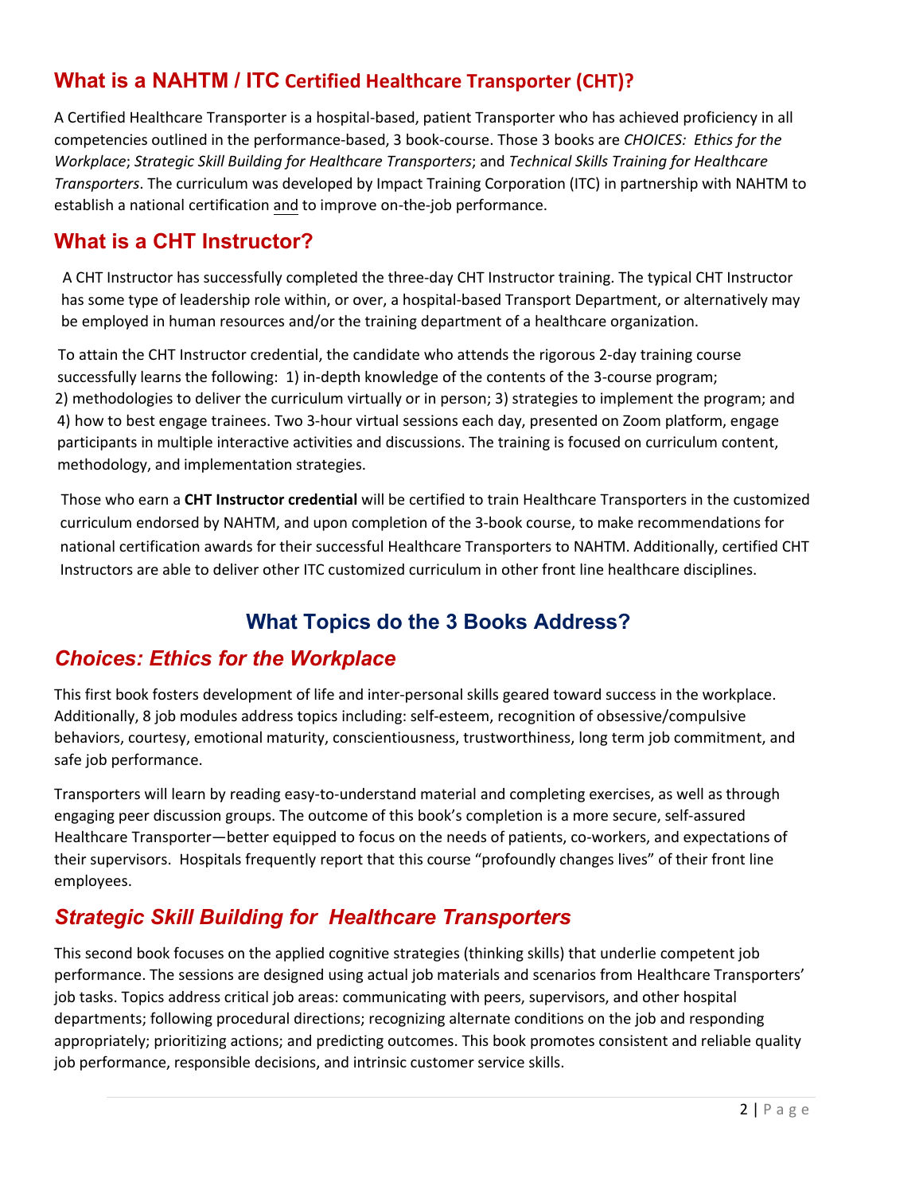## What is a NAHTM / ITC Certified Healthcare Transporter (CHT)?

A Certified Healthcare Transporter is a hospital-based, patient Transporter who has achieved proficiency in all competencies outlined in the performance-based, 3 book-course. Those 3 books are *CHOICES: Ethics for the Workplace*; *Strategic Skill Building for Healthcare Transporters*; and *Technical Skills Training for Healthcare Transporters*. The curriculum was developed by Impact Training Corporation (ITC) in partnership with NAHTM to establish a national certification and to improve on-the-job performance.

## What is a CHT Instructor?

A CHT Instructor has successfully completed the three-day CHT Instructor training. The typical CHT Instructor has some type of leadership role within, or over, a hospital-based Transport Department, or alternatively may be employed in human resources and/or the training department of a healthcare organization.

To attain the CHT Instructor credential, the candidate who attends the rigorous 2-day training course successfully learns the following: 1) in-depth knowledge of the contents of the 3-course program; 2) methodologies to deliver the curriculum virtually or in person; 3) strategies to implement the program; and 4) how to best engage trainees. Two 3-hour virtual sessions each day, presented on Zoom platform, engage participants in multiple interactive activities and discussions. The training is focused on curriculum content, methodology, and implementation strategies.

Those who earn a **CHT Instructor credential** will be certified to train Healthcare Transporters in the customized curriculum endorsed by NAHTM, and upon completion of the 3-book course, to make recommendations for national certification awards for their successful Healthcare Transporters to NAHTM. Additionally, certified CHT Instructors are able to deliver other ITC customized curriculum in other front line healthcare disciplines.

## What Topics do the 3 Books Address?

### *Choices: Ethics for the Workplace*

This first book fosters development of life and inter-personal skills geared toward success in the workplace. Additionally, 8 job modules address topics including: self-esteem, recognition of obsessive/compulsive behaviors, courtesy, emotional maturity, conscientiousness, trustworthiness, long term job commitment, and safe job performance.

Transporters will learn by reading easy-to-understand material and completing exercises, as well as through engaging peer discussion groups. The outcome of this book's completion is a more secure, self-assured Healthcare Transporter—better equipped to focus on the needs of patients, co-workers, and expectations of their supervisors. Hospitals frequently report that this course "profoundly changes lives" of their front line employees.

### *Strategic Skill Building for Healthcare Transporters*

This second book focuses on the applied cognitive strategies (thinking skills) that underlie competent job performance. The sessions are designed using actual job materials and scenarios from Healthcare Transporters' job tasks. Topics address critical job areas: communicating with peers, supervisors, and other hospital departments; following procedural directions; recognizing alternate conditions on the job and responding appropriately; prioritizing actions; and predicting outcomes. This book promotes consistent and reliable quality job performance, responsible decisions, and intrinsic customer service skills.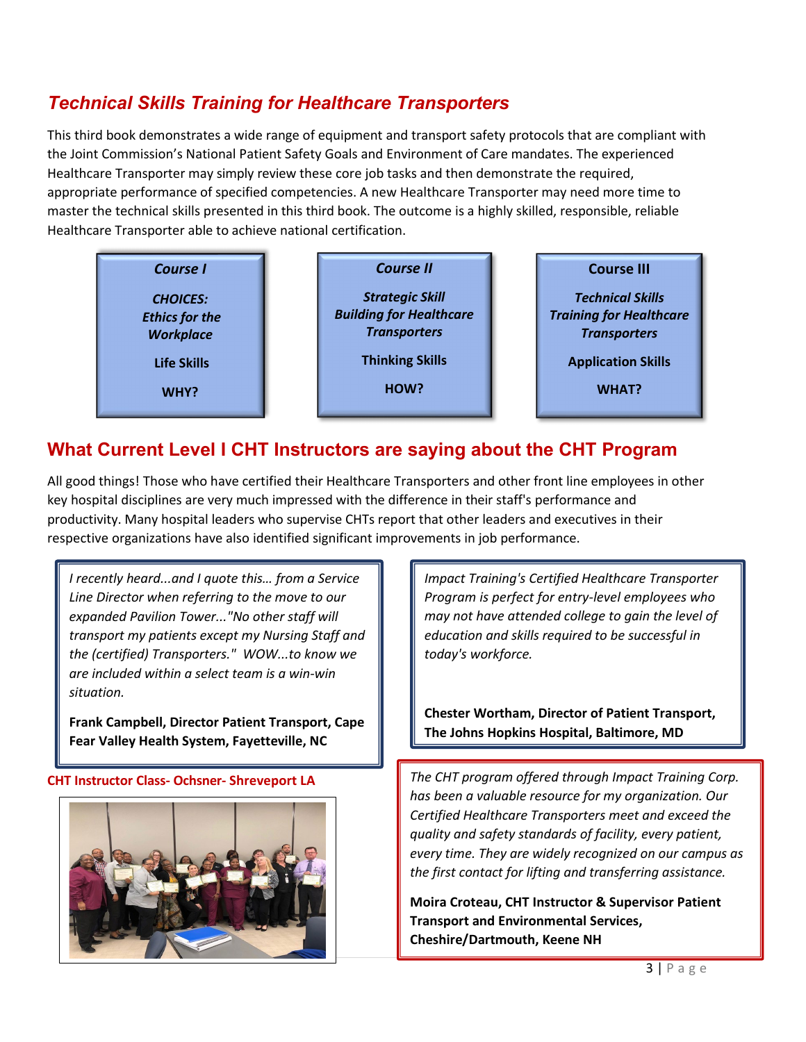## *Technical Skills Training for Healthcare Transporters*

This third book demonstrates a wide range of equipment and transport safety protocols that are compliant with the Joint Commission's National Patient Safety Goals and Environment of Care mandates. The experienced Healthcare Transporter may simply review these core job tasks and then demonstrate the required, appropriate performance of specified competencies. A new Healthcare Transporter may need more time to master the technical skills presented in this third book. The outcome is a highly skilled, responsible, reliable Healthcare Transporter able to achieve national certification.

| ***Course I*** | ***Course II*** | **Course III** |
|---|---|---|
| ***CHOICES: Ethics for the Workplace*** | ***Strategic Skill Building for Healthcare Transporters*** | ***Technical Skills Training for Healthcare Transporters*** |
| **Life Skills** | **Thinking Skills** | **Application Skills** |
| **WHY?** | **HOW?** | **WHAT?** |

## What Current Level I CHT Instructors are saying about the CHT Program

All good things! Those who have certified their Healthcare Transporters and other front line employees in other key hospital disciplines are very much impressed with the difference in their staff's performance and productivity. Many hospital leaders who supervise CHTs report that other leaders and executives in their respective organizations have also identified significant improvements in job performance.

*I recently heard...and I quote this... from a Service Line Director when referring to the move to our expanded Pavilion Tower..."No other staff will transport my patients except my Nursing Staff and the (certified) Transporters." WOW...to know we are included within a select team is a win-win situation.*

**Frank Campbell, Director Patient Transport, Cape Fear Valley Health System, Fayetteville, NC**

*Impact Training's Certified Healthcare Transporter Program is perfect for entry-level employees who may not have attended college to gain the level of education and skills required to be successful in today's workforce.*

**Chester Wortham, Director of Patient Transport, The Johns Hopkins Hospital, Baltimore, MD**

**CHT Instructor Class- Ochsner- Shreveport LA**

*The CHT program offered through Impact Training Corp. has been a valuable resource for my organization. Our Certified Healthcare Transporters meet and exceed the quality and safety standards of facility, every patient, every time. They are widely recognized on our campus as the first contact for lifting and transferring assistance.*

**Moira Croteau, CHT Instructor & Supervisor Patient Transport and Environmental Services, Cheshire/Dartmouth, Keene NH**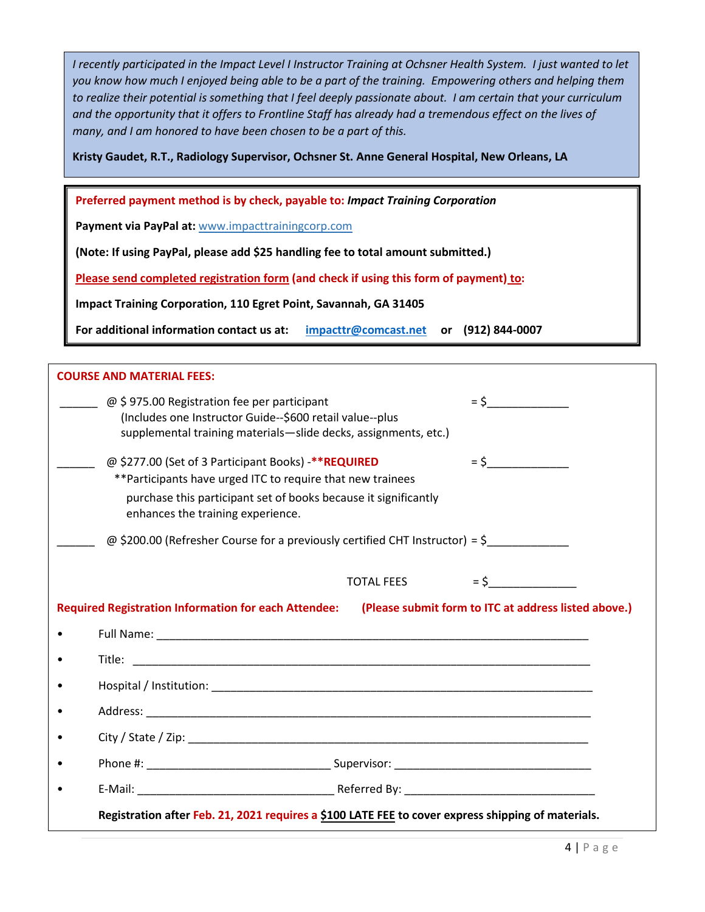*I recently participated in the Impact Level I Instructor Training at Ochsner Health System. I just wanted to let you know how much I enjoyed being able to be a part of the training. Empowering others and helping them to realize their potential is something that I feel deeply passionate about. I am certain that your curriculum and the opportunity that it offers to Frontline Staff has already had a tremendous effect on the lives of many, and I am honored to have been chosen to be a part of this.*

**Kristy Gaudet, R.T., Radiology Supervisor, Ochsner St. Anne General Hospital, New Orleans, LA**

**Preferred payment method is by check, payable to: *Impact Training Corporation***

**Payment via PayPal at:** www.impacttrainingcorp.com

**(Note: If using PayPal, please add $25 handling fee to total amount submitted.)**

**Please send completed registration form (and check if using this form of payment) to:**

**Impact Training Corporation, 110 Egret Point, Savannah, GA 31405**

**For additional information contact us at: impacttr@comcast.net or (912) 844-0007**

**COURSE AND MATERIAL FEES:**

______ @ $ 975.00 Registration fee per participant = $_____________
(Includes one Instructor Guide--$600 retail value--plus supplemental training materials—slide decks, assignments, etc.)

______ @ $277.00 (Set of 3 Participant Books) -**\*\*REQUIRED** = $_____________
\*\*Participants have urged ITC to require that new trainees purchase this participant set of books because it significantly enhances the training experience.

______ @ $200.00 (Refresher Course for a previously certified CHT Instructor) = $_____________

TOTAL FEES = $______________

**Required Registration Information for each Attendee: (Please submit form to ITC at address listed above.)**

- Full Name: ________________________________________________________________________
- Title: ________________________________________________________________________
- Hospital / Institution: ________________________________________________________________
- Address: ________________________________________________________________________
- City / State / Zip: ____________________________________________________________________
- Phone #: ______________________________ Supervisor: _________________________________
- E-Mail: ________________________________ Referred By: _______________________________

**Registration after Feb. 21, 2021 requires a $100 LATE FEE to cover express shipping of materials.**